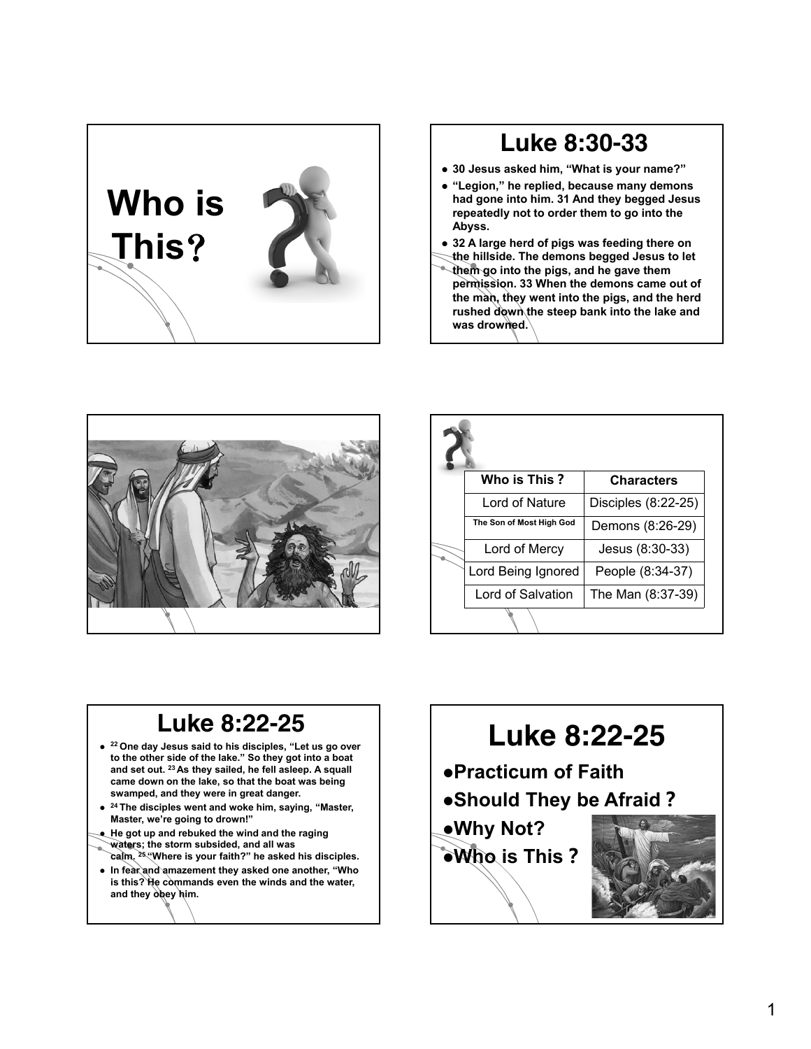# Who is This?

## Luke 8:30-33

- 30 Jesus asked him, “What is your name?”
- “Legion,” he replied, because many demons had gone into him. 31 And they begged Jesus repeatedly not to order them to go into the Abyss.
- 32 A large herd of pigs was feeding there on the hillside. The demons begged Jesus to let them go into the pigs, and he gave them permission. 33 When the demons came out of the man, they went into the pigs, and the herd rushed down the steep bank into the lake and was drowned.

| Who is This ? | Characters |
|---|---|
| Lord of Nature | Disciples (8:22-25) |
| The Son of Most High God | Demons (8:26-29) |
| Lord of Mercy | Jesus (8:30-33) |
| Lord Being Ignored | People (8:34-37) |
| Lord of Salvation | The Man (8:37-39) |

## Luke 8:22-25

- 22 One day Jesus said to his disciples, “Let us go over to the other side of the lake.” So they got into a boat and set out. 23 As they sailed, he fell asleep. A squall came down on the lake, so that the boat was being swamped, and they were in great danger.
- 24 The disciples went and woke him, saying, “Master, Master, we’re going to drown!”
- He got up and rebuked the wind and the raging waters; the storm subsided, and all was calm. 25 “Where is your faith?” he asked his disciples.
- In fear and amazement they asked one another, “Who is this? He commands even the winds and the water, and they obey him.

## Luke 8:22-25

- Practicum of Faith
- Should They be Afraid ?
- Why Not?
- Who is This ?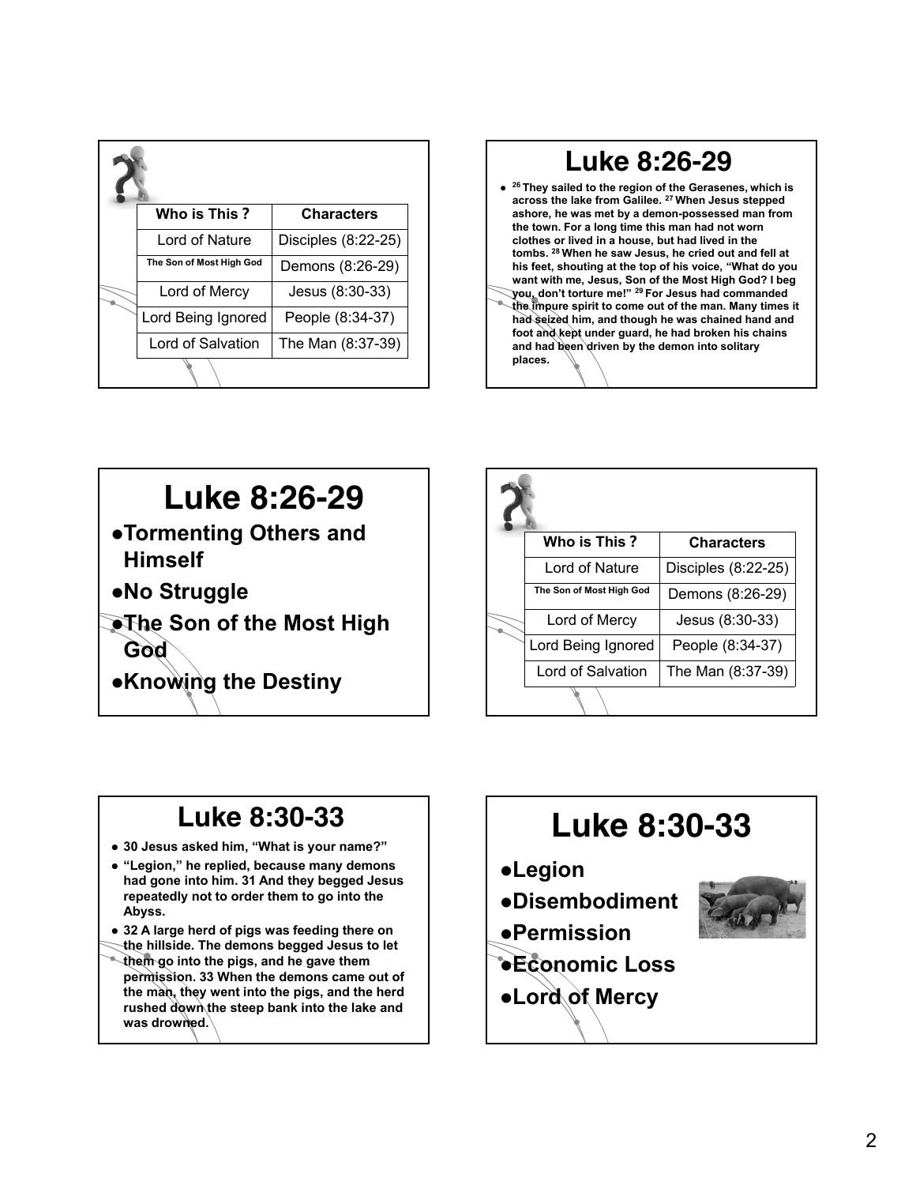| Who is This ? | Characters |
| --- | --- |
| Lord of Nature | Disciples (8:22-25) |
| The Son of Most High God | Demons (8:26-29) |
| Lord of Mercy | Jesus (8:30-33) |
| Lord Being Ignored | People (8:34-37) |
| Lord of Salvation | The Man (8:37-39) |

# Luke 8:26-29

- **[26] They sailed to the region of the Gerasenes, which is across the lake from Galilee. [27] When Jesus stepped ashore, he was met by a demon-possessed man from the town. For a long time this man had not worn clothes or lived in a house, but had lived in the tombs. [28] When he saw Jesus, he cried out and fell at his feet, shouting at the top of his voice, "What do you want with me, Jesus, Son of the Most High God? I beg you, don't torture me!" [29] For Jesus had commanded the impure spirit to come out of the man. Many times it had seized him, and though he was chained hand and foot and kept under guard, he had broken his chains and had been driven by the demon into solitary places.**

# Luke 8:26-29

- **Tormenting Others and Himself**
- **No Struggle**
- **The Son of the Most High God**
- **Knowing the Destiny**

| Who is This ? | Characters |
| --- | --- |
| Lord of Nature | Disciples (8:22-25) |
| The Son of Most High God | Demons (8:26-29) |
| Lord of Mercy | Jesus (8:30-33) |
| Lord Being Ignored | People (8:34-37) |
| Lord of Salvation | The Man (8:37-39) |

# Luke 8:30-33

- **30 Jesus asked him, "What is your name?"**
- **"Legion," he replied, because many demons had gone into him. 31 And they begged Jesus repeatedly not to order them to go into the Abyss.**
- **32 A large herd of pigs was feeding there on the hillside. The demons begged Jesus to let them go into the pigs, and he gave them permission. 33 When the demons came out of the man, they went into the pigs, and the herd rushed down the steep bank into the lake and was drowned.**

# Luke 8:30-33

- **Legion**
- **Disembodiment**
- **Permission**
- **Economic Loss**
- **Lord of Mercy**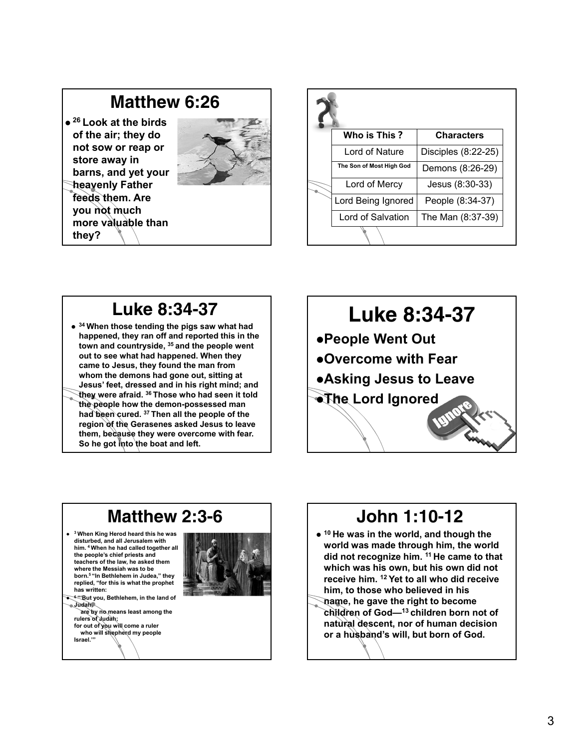## Matthew 6:26

- [26] Look at the birds of the air; they do not sow or reap or store away in barns, and yet your heavenly Father feeds them. Are you not much more valuable than they?

| Who is This ? | Characters |
|---|---|
| Lord of Nature | Disciples (8:22-25) |
| The Son of Most High God | Demons (8:26-29) |
| Lord of Mercy | Jesus (8:30-33) |
| Lord Being Ignored | People (8:34-37) |
| Lord of Salvation | The Man (8:37-39) |

## Luke 8:34-37

- [34] When those tending the pigs saw what had happened, they ran off and reported this in the town and countryside, [35] and the people went out to see what had happened. When they came to Jesus, they found the man from whom the demons had gone out, sitting at Jesus' feet, dressed and in his right mind; and they were afraid. [36] Those who had seen it told the people how the demon-possessed man had been cured. [37] Then all the people of the region of the Gerasenes asked Jesus to leave them, because they were overcome with fear. So he got into the boat and left.

## Luke 8:34-37

- People Went Out
- Overcome with Fear
- Asking Jesus to Leave
- The Lord Ignored

## Matthew 2:3-6

- [3] When King Herod heard this he was disturbed, and all Jerusalem with him. [4] When he had called together all the people's chief priests and teachers of the law, he asked them where the Messiah was to be born.[5] "In Bethlehem in Judea," they replied, "for this is what the prophet has written:
- [6] "'But you, Bethlehem, in the land of Judah,
  are by no means least among the rulers of Judah;
  for out of you will come a ruler
  who will shepherd my people Israel.'"

## John 1:10-12

- [10] He was in the world, and though the world was made through him, the world did not recognize him. [11] He came to that which was his own, but his own did not receive him. [12] Yet to all who did receive him, to those who believed in his name, he gave the right to become children of God—[13] children born not of natural descent, nor of human decision or a husband's will, but born of God.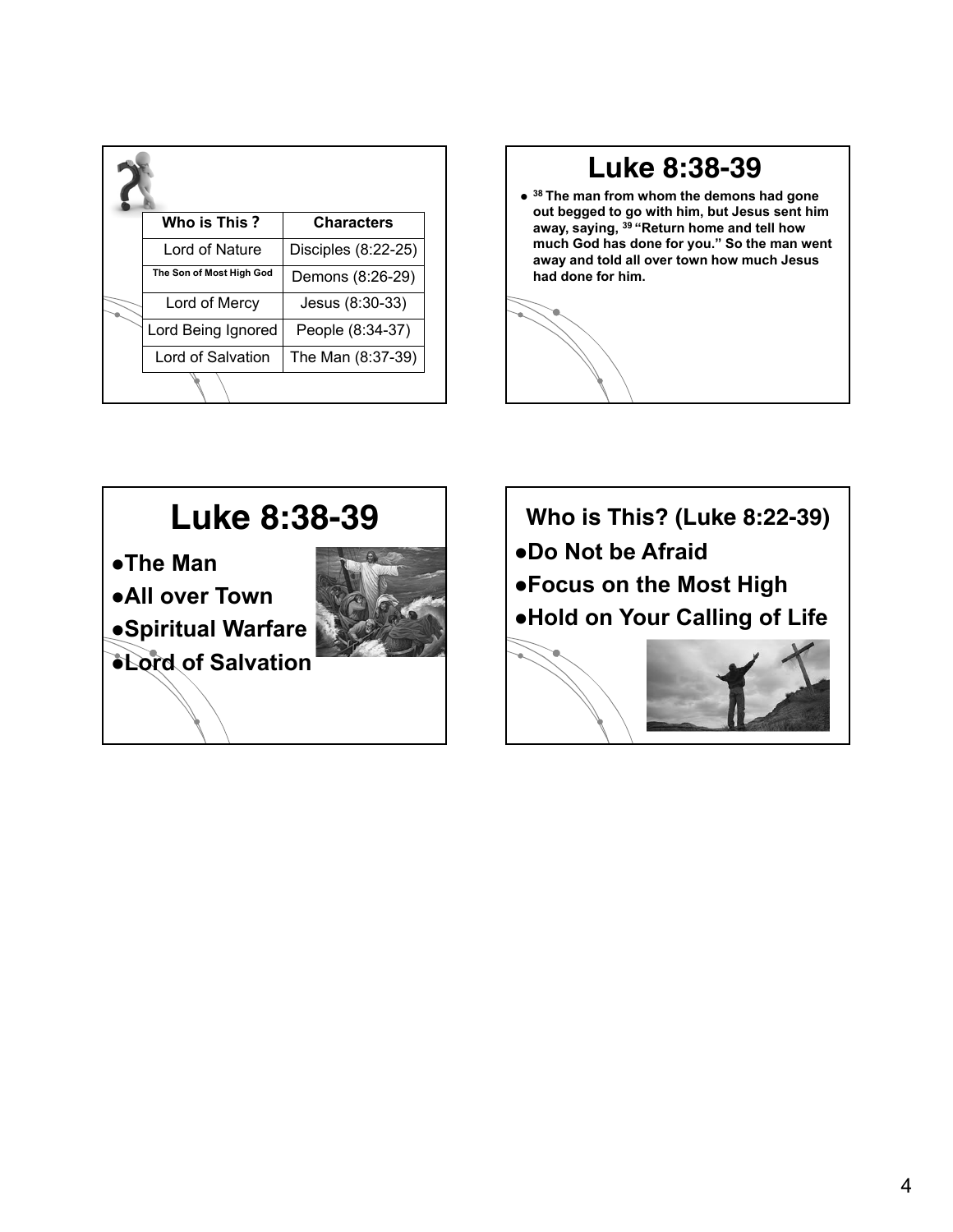| Who is This ? | Characters |
|---|---|
| Lord of Nature | Disciples (8:22-25) |
| The Son of Most High God | Demons (8:26-29) |
| Lord of Mercy | Jesus (8:30-33) |
| Lord Being Ignored | People (8:34-37) |
| Lord of Salvation | The Man (8:37-39) |

# Luke 8:38-39

- **[38] The man from whom the demons had gone out begged to go with him, but Jesus sent him away, saying, [39] "Return home and tell how much God has done for you." So the man went away and told all over town how much Jesus had done for him.**

# Luke 8:38-39

- **The Man**
- **All over Town**
- **Spiritual Warfare**
- **Lord of Salvation**

## Who is This? (Luke 8:22-39)

- **Do Not be Afraid**
- **Focus on the Most High**
- **Hold on Your Calling of Life**